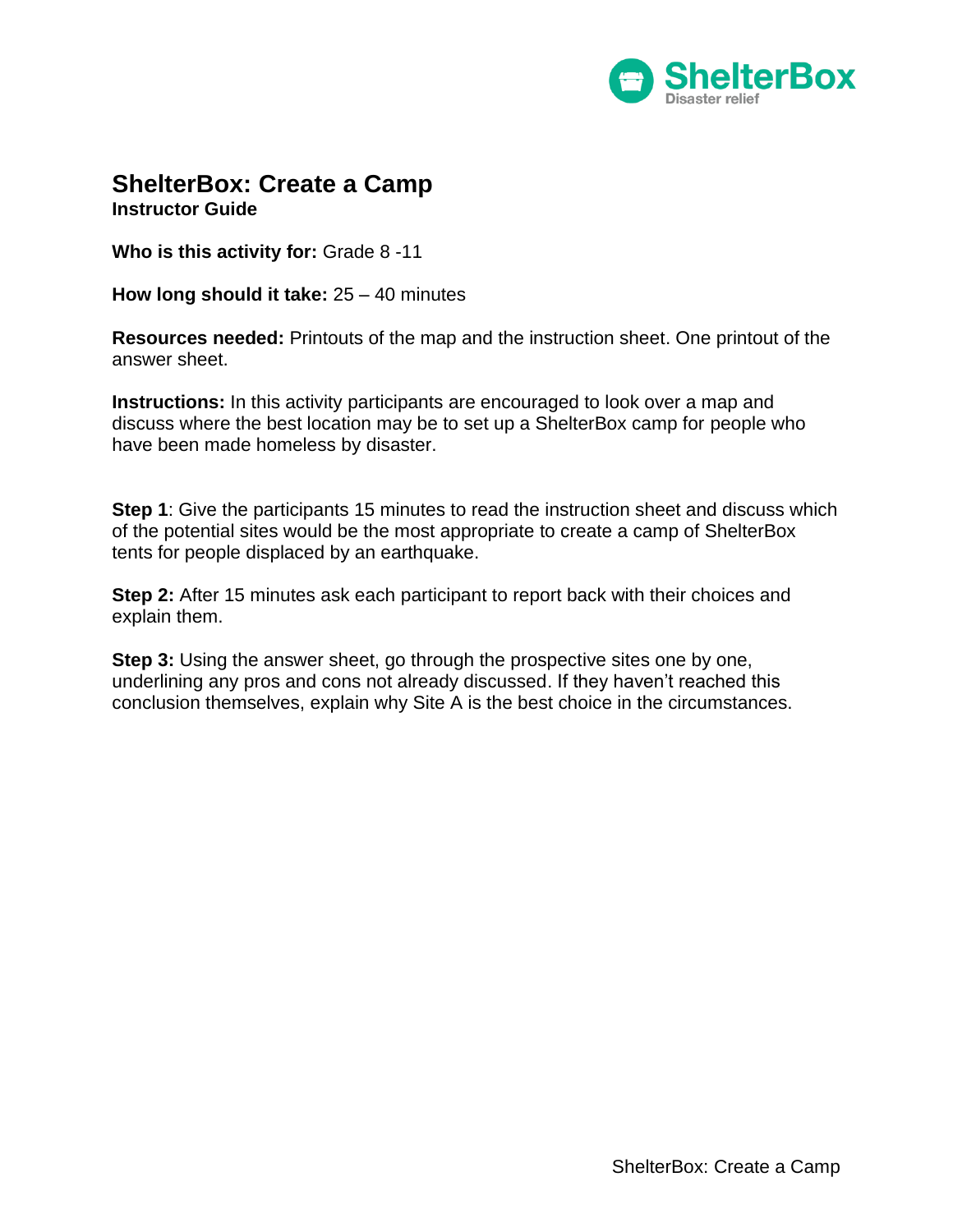# ShelterBox: Create a Camp

**Instructor Guide**

**Who is this activity for:** Grade 8 -11

**How long should it take:** 25 – 40 minutes

**Resources needed:** Printouts of the map and the instruction sheet. One printout of the answer sheet.

**Instructions:** In this activity participants are encouraged to look over a map and discuss where the best location may be to set up a ShelterBox camp for people who have been made homeless by disaster.

**Step 1**: Give the participants 15 minutes to read the instruction sheet and discuss which of the potential sites would be the most appropriate to create a camp of ShelterBox tents for people displaced by an earthquake.

**Step 2:** After 15 minutes ask each participant to report back with their choices and explain them.

**Step 3:** Using the answer sheet, go through the prospective sites one by one, underlining any pros and cons not already discussed. If they haven't reached this conclusion themselves, explain why Site A is the best choice in the circumstances.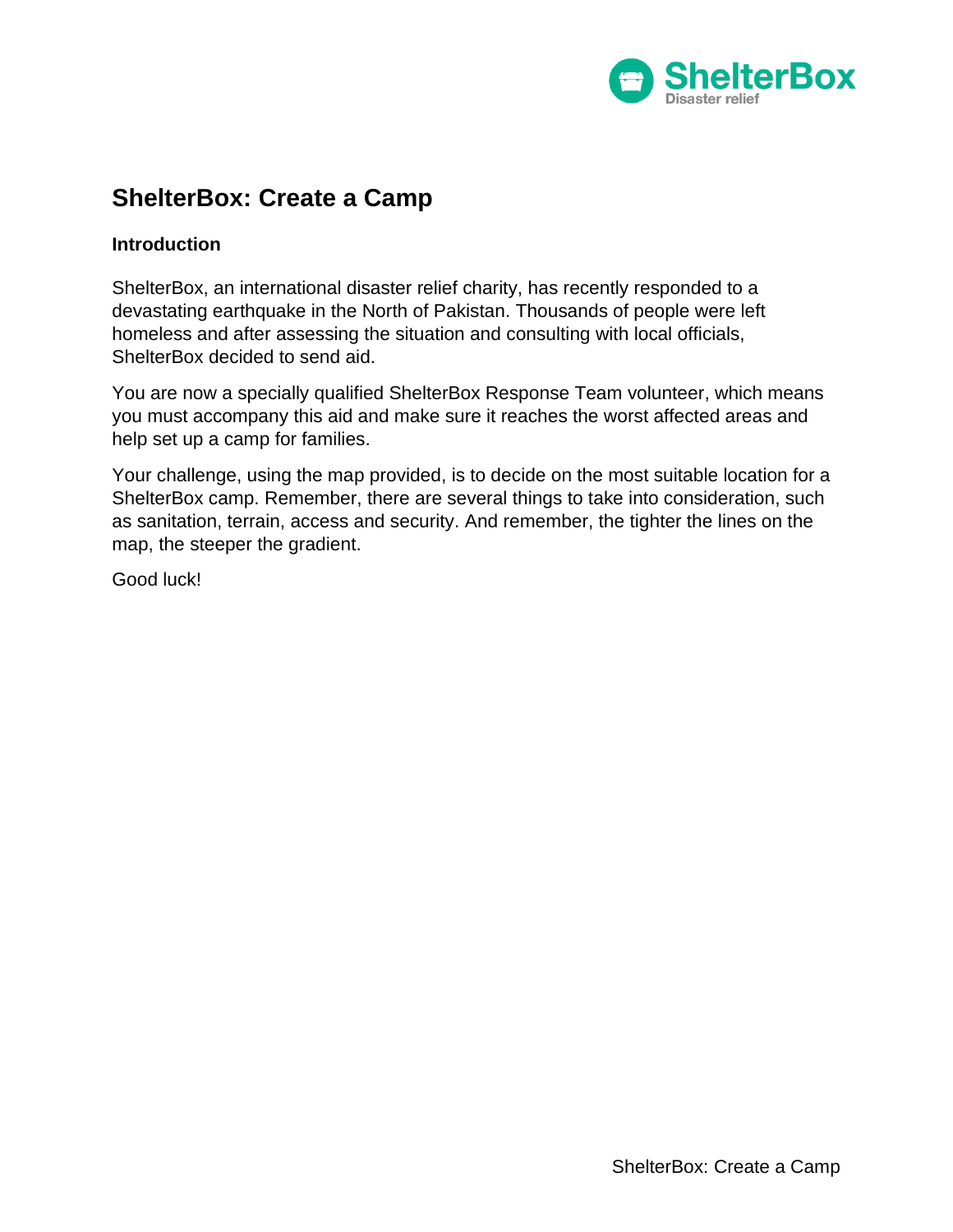# ShelterBox: Create a Camp

### Introduction

ShelterBox, an international disaster relief charity, has recently responded to a devastating earthquake in the North of Pakistan. Thousands of people were left homeless and after assessing the situation and consulting with local officials, ShelterBox decided to send aid.

You are now a specially qualified ShelterBox Response Team volunteer, which means you must accompany this aid and make sure it reaches the worst affected areas and help set up a camp for families.

Your challenge, using the map provided, is to decide on the most suitable location for a ShelterBox camp. Remember, there are several things to take into consideration, such as sanitation, terrain, access and security. And remember, the tighter the lines on the map, the steeper the gradient.

Good luck!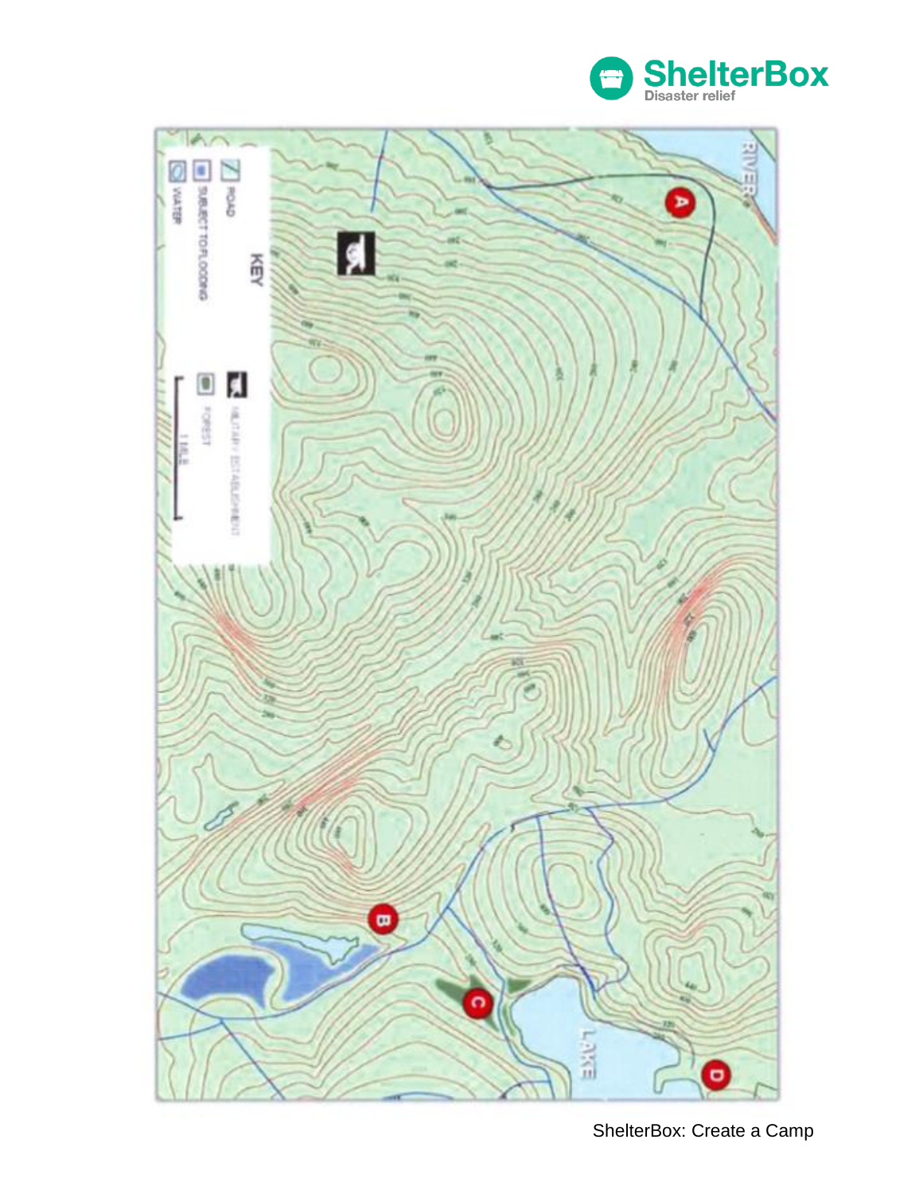**KEY**

- ROAD
- SUBJECT TO FLOODING
- WATER
- MILITARY ESTABLISHMENT
- FOREST

1 MILE

RIVER

LAKE

A

B

C

D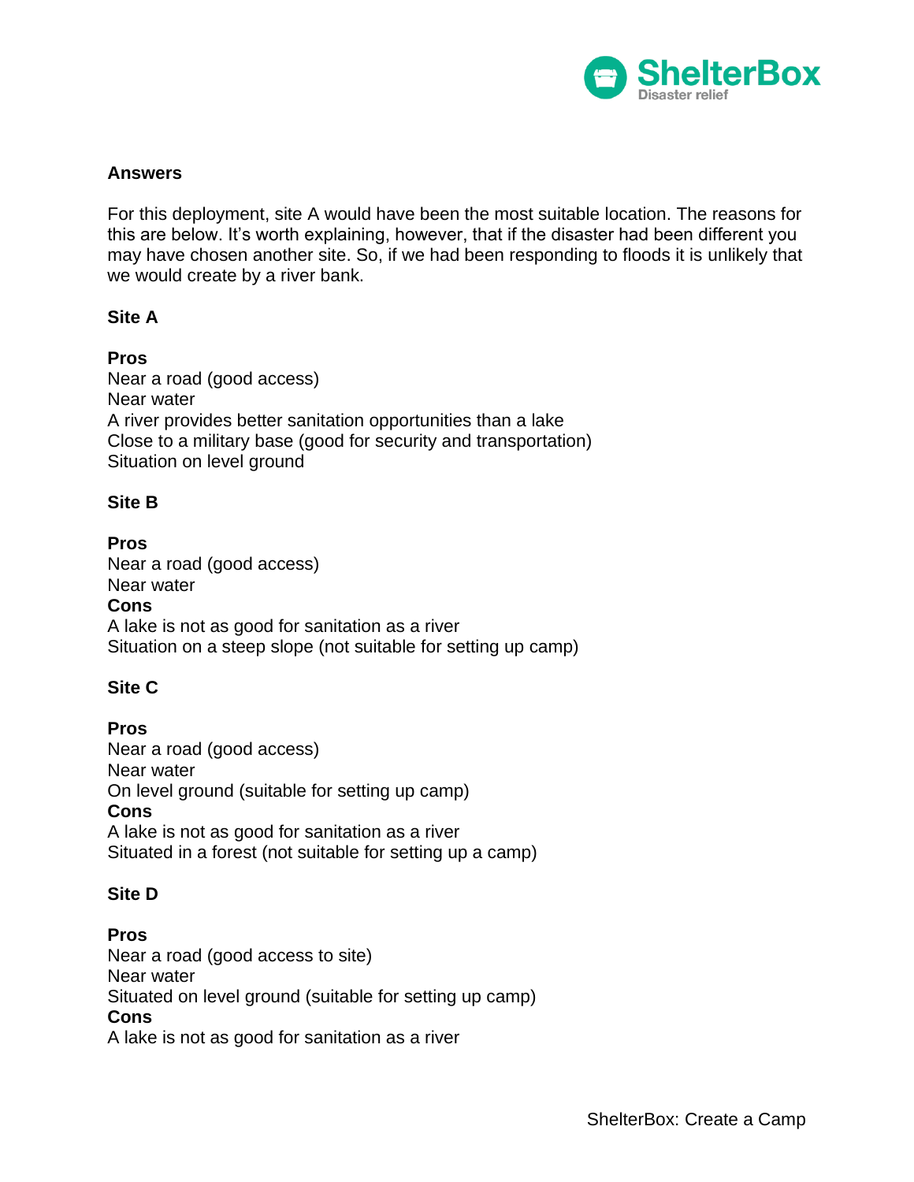## Answers

For this deployment, site A would have been the most suitable location. The reasons for this are below. It's worth explaining, however, that if the disaster had been different you may have chosen another site. So, if we had been responding to floods it is unlikely that we would create by a river bank.

### Site A

**Pros**
Near a road (good access)
Near water
A river provides better sanitation opportunities than a lake
Close to a military base (good for security and transportation)
Situation on level ground

### Site B

**Pros**
Near a road (good access)
Near water
**Cons**
A lake is not as good for sanitation as a river
Situation on a steep slope (not suitable for setting up camp)

### Site C

**Pros**
Near a road (good access)
Near water
On level ground (suitable for setting up camp)
**Cons**
A lake is not as good for sanitation as a river
Situated in a forest (not suitable for setting up a camp)

### Site D

**Pros**
Near a road (good access to site)
Near water
Situated on level ground (suitable for setting up camp)
**Cons**
A lake is not as good for sanitation as a river